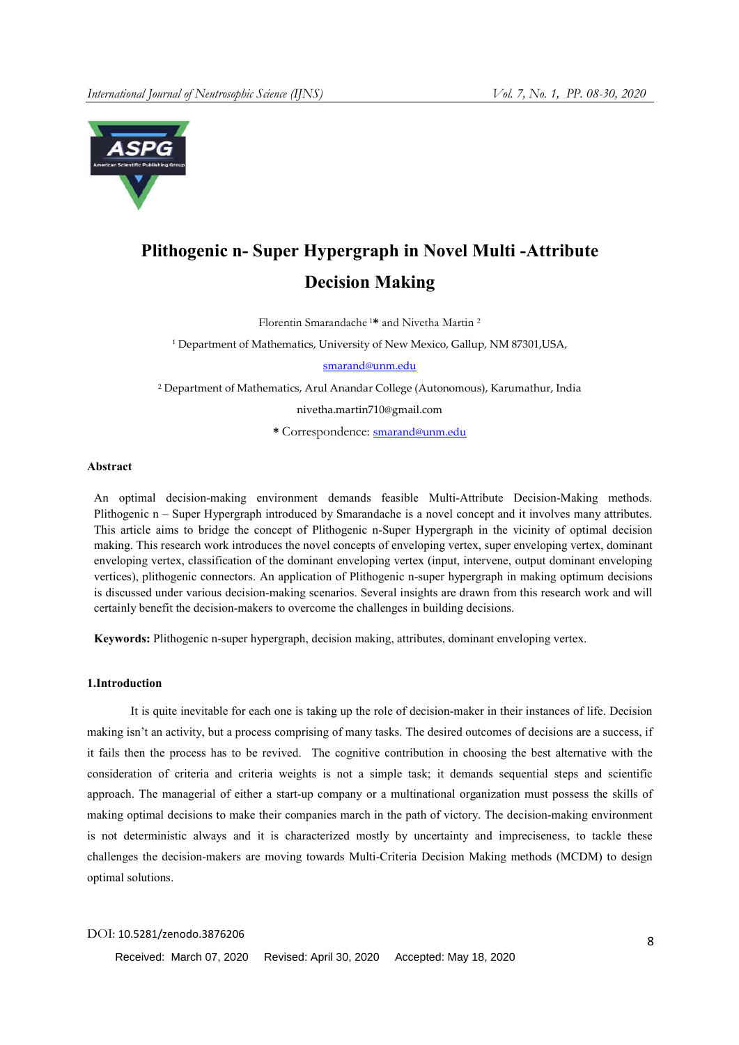# Plithogenic n- Super Hypergraph in Novel Multi -Attribute Decision Making

Florentin Smarandache [1]* and Nivetha Martin [2]

[1] Department of Mathematics, University of New Mexico, Gallup, NM 87301,USA, smarand@unm.edu

[2] Department of Mathematics, Arul Anandar College (Autonomous), Karumathur, India

nivetha.martin710@gmail.com

* Correspondence: smarand@unm.edu

**Abstract**

An optimal decision-making environment demands feasible Multi-Attribute Decision-Making methods. Plithogenic n – Super Hypergraph introduced by Smarandache is a novel concept and it involves many attributes. This article aims to bridge the concept of Plithogenic n-Super Hypergraph in the vicinity of optimal decision making. This research work introduces the novel concepts of enveloping vertex, super enveloping vertex, dominant enveloping vertex, classification of the dominant enveloping vertex (input, intervene, output dominant enveloping vertices), plithogenic connectors. An application of Plithogenic n-super hypergraph in making optimum decisions is discussed under various decision-making scenarios. Several insights are drawn from this research work and will certainly benefit the decision-makers to overcome the challenges in building decisions.

**Keywords:** Plithogenic n-super hypergraph, decision making, attributes, dominant enveloping vertex.

## 1.Introduction

It is quite inevitable for each one is taking up the role of decision-maker in their instances of life. Decision making isn't an activity, but a process comprising of many tasks. The desired outcomes of decisions are a success, if it fails then the process has to be revived. The cognitive contribution in choosing the best alternative with the consideration of criteria and criteria weights is not a simple task; it demands sequential steps and scientific approach. The managerial of either a start-up company or a multinational organization must possess the skills of making optimal decisions to make their companies march in the path of victory. The decision-making environment is not deterministic always and it is characterized mostly by uncertainty and impreciseness, to tackle these challenges the decision-makers are moving towards Multi-Criteria Decision Making methods (MCDM) to design optimal solutions.

DOI: 10.5281/zenodo.3876206

Received: March 07, 2020 Revised: April 30, 2020 Accepted: May 18, 2020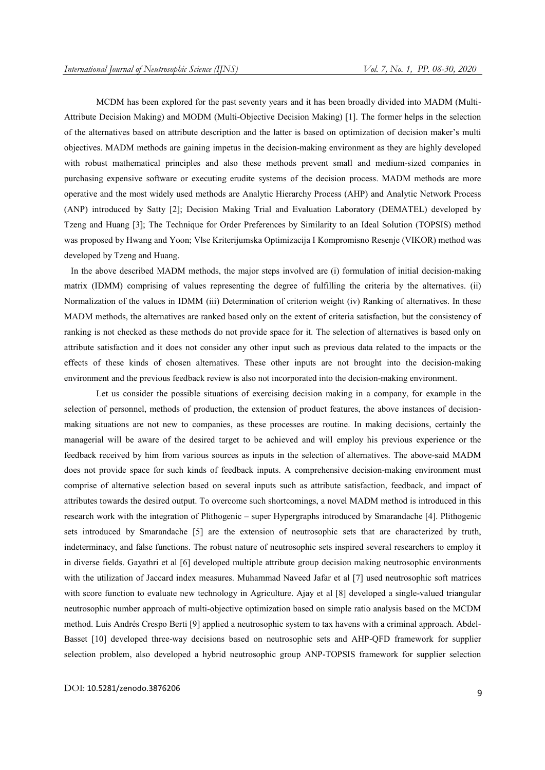MCDM has been explored for the past seventy years and it has been broadly divided into MADM (Multi-Attribute Decision Making) and MODM (Multi-Objective Decision Making) [1]. The former helps in the selection of the alternatives based on attribute description and the latter is based on optimization of decision maker's multi objectives. MADM methods are gaining impetus in the decision-making environment as they are highly developed with robust mathematical principles and also these methods prevent small and medium-sized companies in purchasing expensive software or executing erudite systems of the decision process. MADM methods are more operative and the most widely used methods are Analytic Hierarchy Process (AHP) and Analytic Network Process (ANP) introduced by Satty [2]; Decision Making Trial and Evaluation Laboratory (DEMATEL) developed by Tzeng and Huang [3]; The Technique for Order Preferences by Similarity to an Ideal Solution (TOPSIS) method was proposed by Hwang and Yoon; Vlse Kriterijumska Optimizacija I Kompromisno Resenje (VIKOR) method was developed by Tzeng and Huang.

In the above described MADM methods, the major steps involved are (i) formulation of initial decision-making matrix (IDMM) comprising of values representing the degree of fulfilling the criteria by the alternatives. (ii) Normalization of the values in IDMM (iii) Determination of criterion weight (iv) Ranking of alternatives. In these MADM methods, the alternatives are ranked based only on the extent of criteria satisfaction, but the consistency of ranking is not checked as these methods do not provide space for it. The selection of alternatives is based only on attribute satisfaction and it does not consider any other input such as previous data related to the impacts or the effects of these kinds of chosen alternatives. These other inputs are not brought into the decision-making environment and the previous feedback review is also not incorporated into the decision-making environment.

Let us consider the possible situations of exercising decision making in a company, for example in the selection of personnel, methods of production, the extension of product features, the above instances of decision-making situations are not new to companies, as these processes are routine. In making decisions, certainly the managerial will be aware of the desired target to be achieved and will employ his previous experience or the feedback received by him from various sources as inputs in the selection of alternatives. The above-said MADM does not provide space for such kinds of feedback inputs. A comprehensive decision-making environment must comprise of alternative selection based on several inputs such as attribute satisfaction, feedback, and impact of attributes towards the desired output. To overcome such shortcomings, a novel MADM method is introduced in this research work with the integration of Plithogenic – super Hypergraphs introduced by Smarandache [4]. Plithogenic sets introduced by Smarandache [5] are the extension of neutrosophic sets that are characterized by truth, indeterminacy, and false functions. The robust nature of neutrosophic sets inspired several researchers to employ it in diverse fields. Gayathri et al [6] developed multiple attribute group decision making neutrosophic environments with the utilization of Jaccard index measures. Muhammad Naveed Jafar et al [7] used neutrosophic soft matrices with score function to evaluate new technology in Agriculture. Ajay et al [8] developed a single-valued triangular neutrosophic number approach of multi-objective optimization based on simple ratio analysis based on the MCDM method. Luis Andrés Crespo Berti [9] applied a neutrosophic system to tax havens with a criminal approach. Abdel-Basset [10] developed three-way decisions based on neutrosophic sets and AHP-QFD framework for supplier selection problem, also developed a hybrid neutrosophic group ANP-TOPSIS framework for supplier selection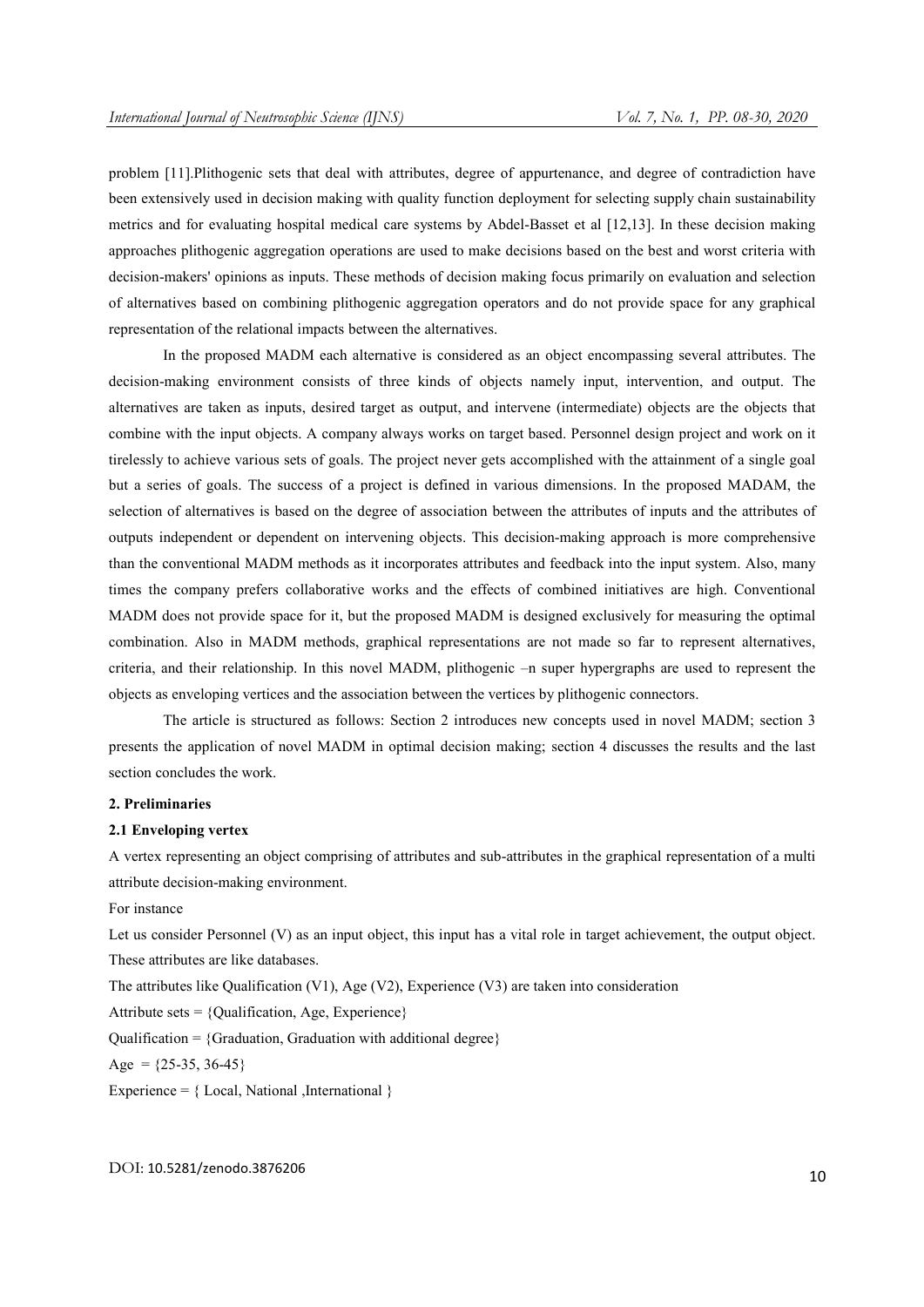problem [11].Plithogenic sets that deal with attributes, degree of appurtenance, and degree of contradiction have been extensively used in decision making with quality function deployment for selecting supply chain sustainability metrics and for evaluating hospital medical care systems by Abdel-Basset et al [12,13]. In these decision making approaches plithogenic aggregation operations are used to make decisions based on the best and worst criteria with decision-makers' opinions as inputs. These methods of decision making focus primarily on evaluation and selection of alternatives based on combining plithogenic aggregation operators and do not provide space for any graphical representation of the relational impacts between the alternatives.

In the proposed MADM each alternative is considered as an object encompassing several attributes. The decision-making environment consists of three kinds of objects namely input, intervention, and output. The alternatives are taken as inputs, desired target as output, and intervene (intermediate) objects are the objects that combine with the input objects. A company always works on target based. Personnel design project and work on it tirelessly to achieve various sets of goals. The project never gets accomplished with the attainment of a single goal but a series of goals. The success of a project is defined in various dimensions. In the proposed MADAM, the selection of alternatives is based on the degree of association between the attributes of inputs and the attributes of outputs independent or dependent on intervening objects. This decision-making approach is more comprehensive than the conventional MADM methods as it incorporates attributes and feedback into the input system. Also, many times the company prefers collaborative works and the effects of combined initiatives are high. Conventional MADM does not provide space for it, but the proposed MADM is designed exclusively for measuring the optimal combination. Also in MADM methods, graphical representations are not made so far to represent alternatives, criteria, and their relationship. In this novel MADM, plithogenic –n super hypergraphs are used to represent the objects as enveloping vertices and the association between the vertices by plithogenic connectors.

The article is structured as follows: Section 2 introduces new concepts used in novel MADM; section 3 presents the application of novel MADM in optimal decision making; section 4 discusses the results and the last section concludes the work.

## 2. Preliminaries

### 2.1 Enveloping vertex

A vertex representing an object comprising of attributes and sub-attributes in the graphical representation of a multi attribute decision-making environment.

For instance

Let us consider Personnel (V) as an input object, this input has a vital role in target achievement, the output object. These attributes are like databases.

The attributes like Qualification (V1), Age (V2), Experience (V3) are taken into consideration

Attribute sets = {Qualification, Age, Experience}

Qualification = {Graduation, Graduation with additional degree}

Age = {25-35, 36-45}

Experience = { Local, National ,International }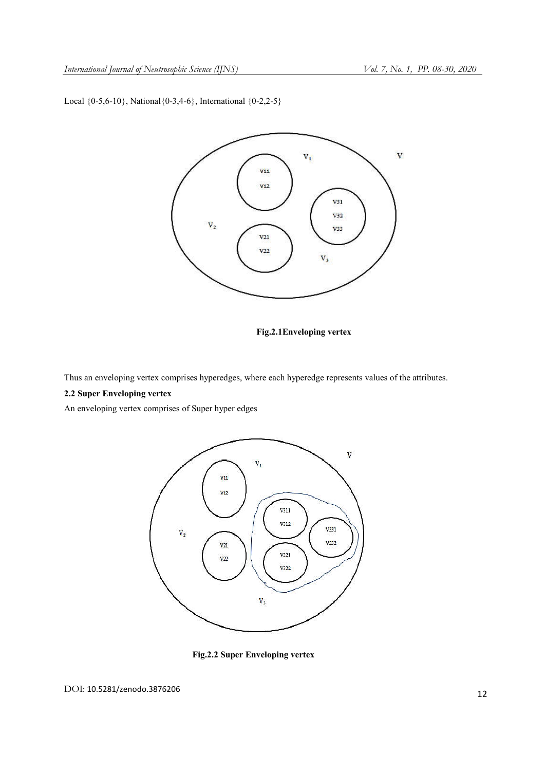Local {0-5,6-10}, National{0-3,4-6}, International {0-2,2-5}

**Fig.2.1Enveloping vertex**

Thus an enveloping vertex comprises hyperedges, where each hyperedge represents values of the attributes.

**2.2 Super Enveloping vertex**

An enveloping vertex comprises of Super hyper edges

**Fig.2.2 Super Enveloping vertex**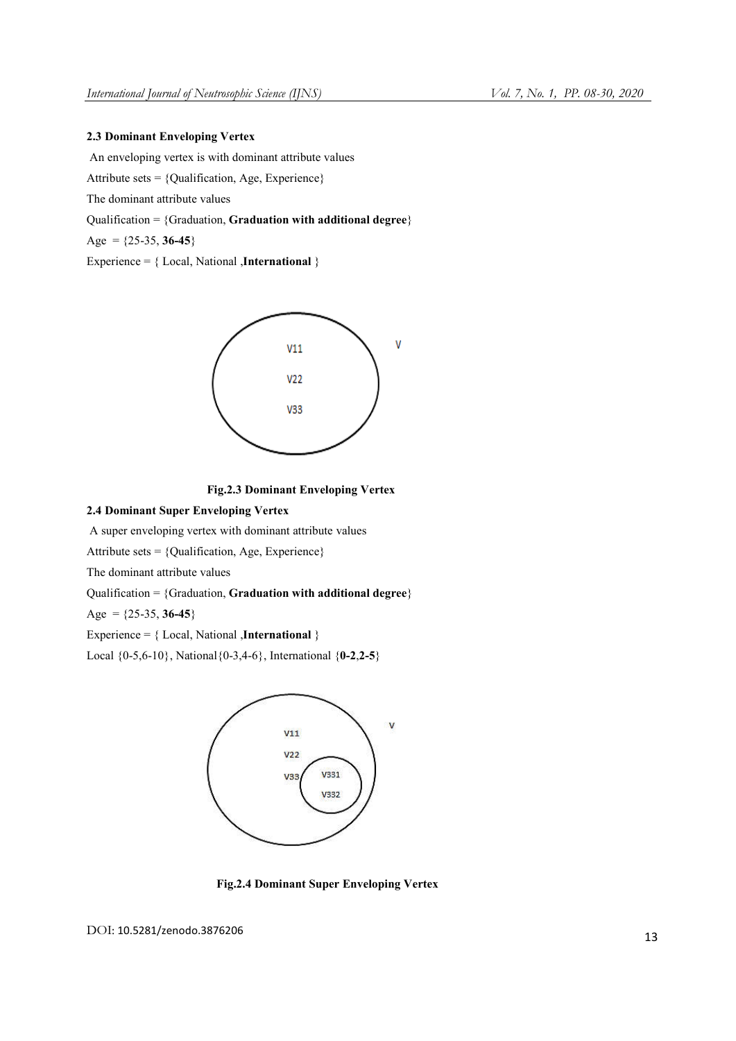### 2.3 Dominant Enveloping Vertex

An enveloping vertex is with dominant attribute values

Attribute sets = {Qualification, Age, Experience}

The dominant attribute values

Qualification = {Graduation, **Graduation with additional degree**}

Age = {25-35, **36-45**}

Experience = { Local, National ,**International** }

**Fig.2.3 Dominant Enveloping Vertex**

### 2.4 Dominant Super Enveloping Vertex

A super enveloping vertex with dominant attribute values

Attribute sets = {Qualification, Age, Experience}

The dominant attribute values

Qualification = {Graduation, **Graduation with additional degree**}

Age = {25-35, **36-45**}

Experience = { Local, National ,**International** }

Local {0-5,6-10}, National{0-3,4-6}, International {**0-2**,**2-5**}

**Fig.2.4 Dominant Super Enveloping Vertex**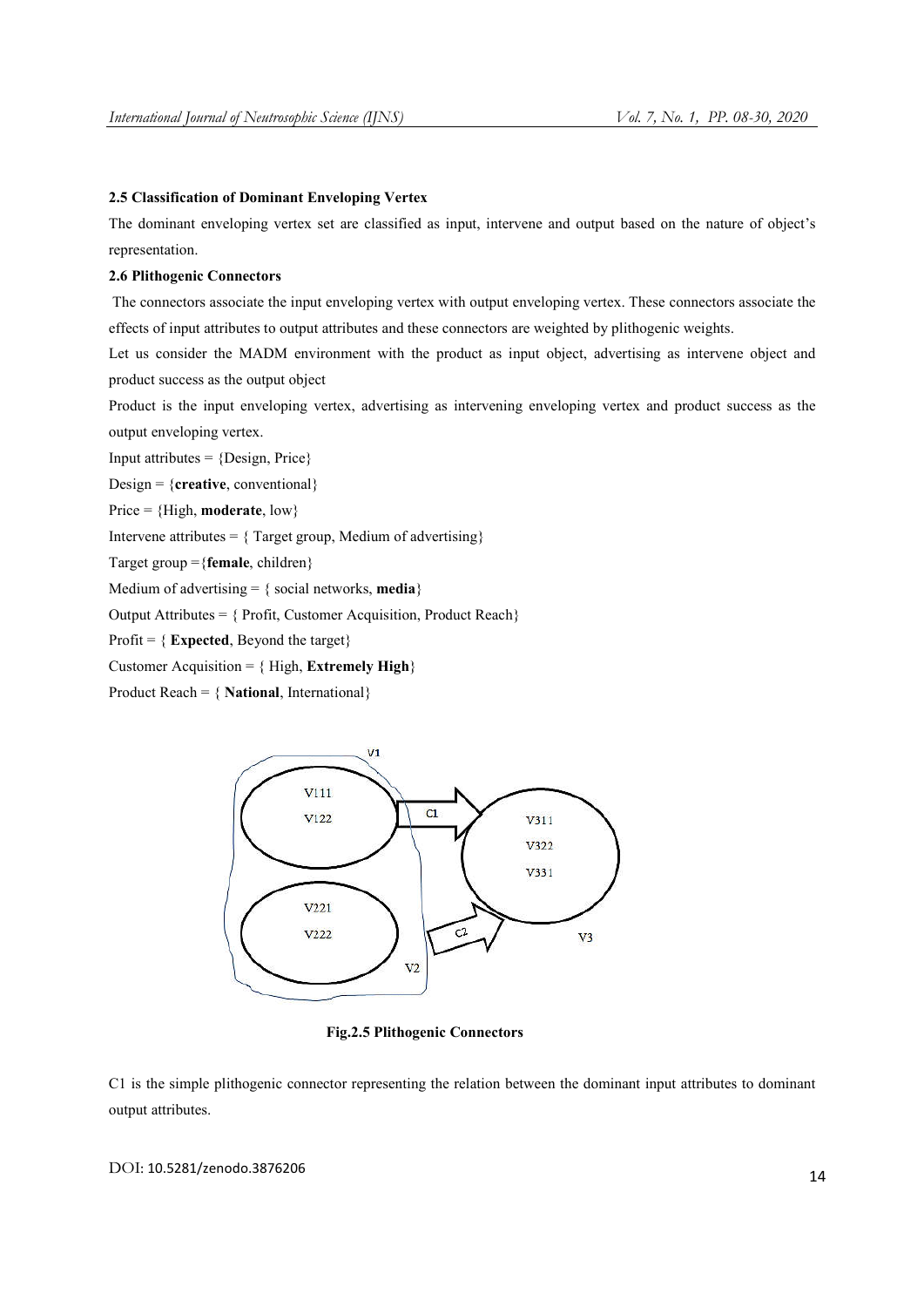### 2.5 Classification of Dominant Enveloping Vertex

The dominant enveloping vertex set are classified as input, intervene and output based on the nature of object's representation.

### 2.6 Plithogenic Connectors

The connectors associate the input enveloping vertex with output enveloping vertex. These connectors associate the effects of input attributes to output attributes and these connectors are weighted by plithogenic weights.

Let us consider the MADM environment with the product as input object, advertising as intervene object and product success as the output object

Product is the input enveloping vertex, advertising as intervening enveloping vertex and product success as the output enveloping vertex.

Input attributes = {Design, Price}

Design = {**creative**, conventional}

Price = {High, **moderate**, low}

Intervene attributes = { Target group, Medium of advertising}

Target group ={**female**, children}

Medium of advertising = { social networks, **media**}

Output Attributes = { Profit, Customer Acquisition, Product Reach}

Profit = { **Expected**, Beyond the target}

Customer Acquisition = { High, **Extremely High**}

Product Reach = { **National**, International}

**Fig.2.5 Plithogenic Connectors**

C1 is the simple plithogenic connector representing the relation between the dominant input attributes to dominant output attributes.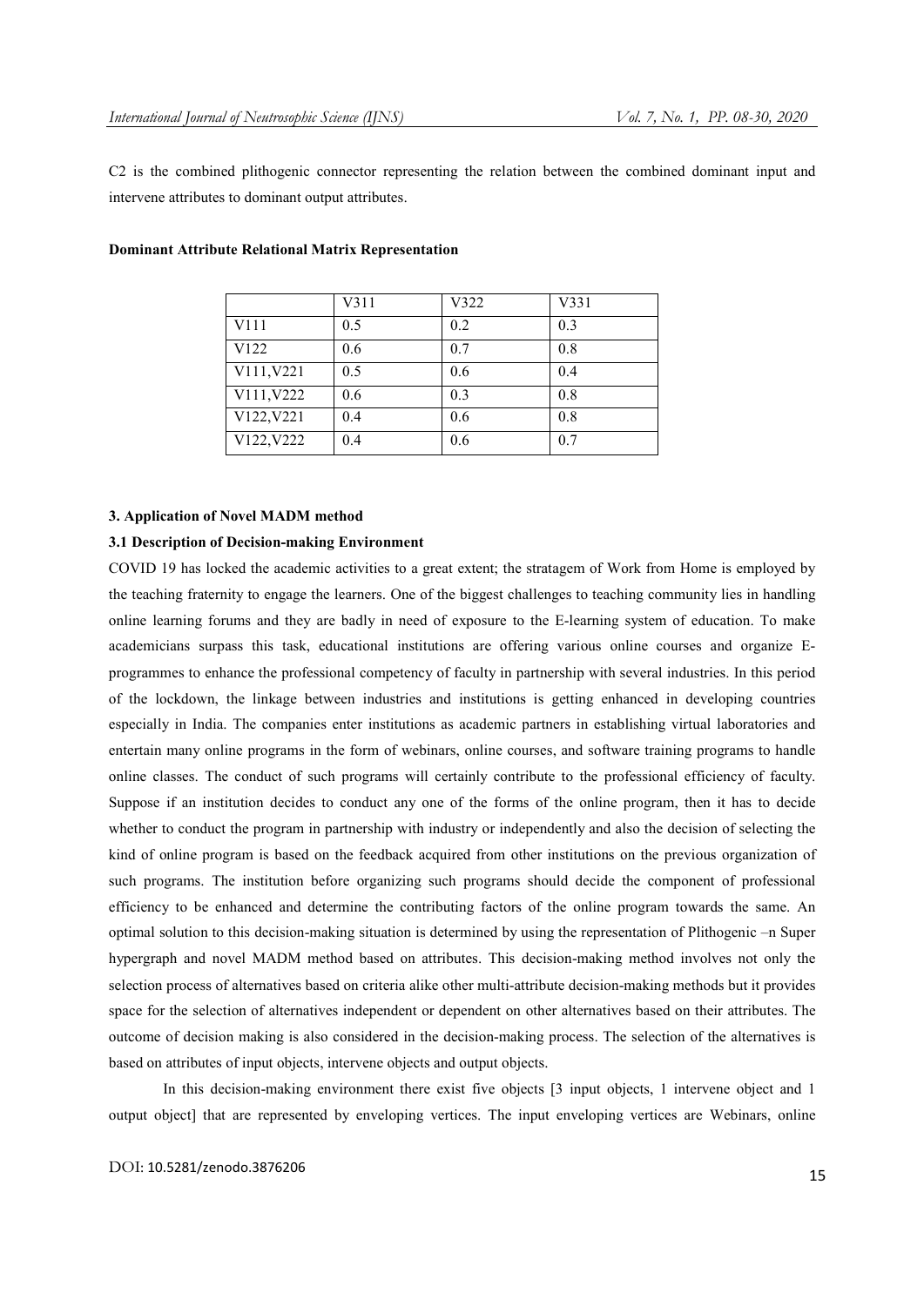C2 is the combined plithogenic connector representing the relation between the combined dominant input and intervene attributes to dominant output attributes.

**Dominant Attribute Relational Matrix Representation**

| | V311 | V322 | V331 |
|---|---|---|---|
| V111 | 0.5 | 0.2 | 0.3 |
| V122 | 0.6 | 0.7 | 0.8 |
| V111,V221 | 0.5 | 0.6 | 0.4 |
| V111,V222 | 0.6 | 0.3 | 0.8 |
| V122,V221 | 0.4 | 0.6 | 0.8 |
| V122,V222 | 0.4 | 0.6 | 0.7 |

## 3. Application of Novel MADM method

### 3.1 Description of Decision-making Environment

COVID 19 has locked the academic activities to a great extent; the stratagem of Work from Home is employed by the teaching fraternity to engage the learners. One of the biggest challenges to teaching community lies in handling online learning forums and they are badly in need of exposure to the E-learning system of education. To make academicians surpass this task, educational institutions are offering various online courses and organize E-programmes to enhance the professional competency of faculty in partnership with several industries. In this period of the lockdown, the linkage between industries and institutions is getting enhanced in developing countries especially in India. The companies enter institutions as academic partners in establishing virtual laboratories and entertain many online programs in the form of webinars, online courses, and software training programs to handle online classes. The conduct of such programs will certainly contribute to the professional efficiency of faculty. Suppose if an institution decides to conduct any one of the forms of the online program, then it has to decide whether to conduct the program in partnership with industry or independently and also the decision of selecting the kind of online program is based on the feedback acquired from other institutions on the previous organization of such programs. The institution before organizing such programs should decide the component of professional efficiency to be enhanced and determine the contributing factors of the online program towards the same. An optimal solution to this decision-making situation is determined by using the representation of Plithogenic –n Super hypergraph and novel MADM method based on attributes. This decision-making method involves not only the selection process of alternatives based on criteria alike other multi-attribute decision-making methods but it provides space for the selection of alternatives independent or dependent on other alternatives based on their attributes. The outcome of decision making is also considered in the decision-making process. The selection of the alternatives is based on attributes of input objects, intervene objects and output objects.

In this decision-making environment there exist five objects [3 input objects, 1 intervene object and 1 output object] that are represented by enveloping vertices. The input enveloping vertices are Webinars, online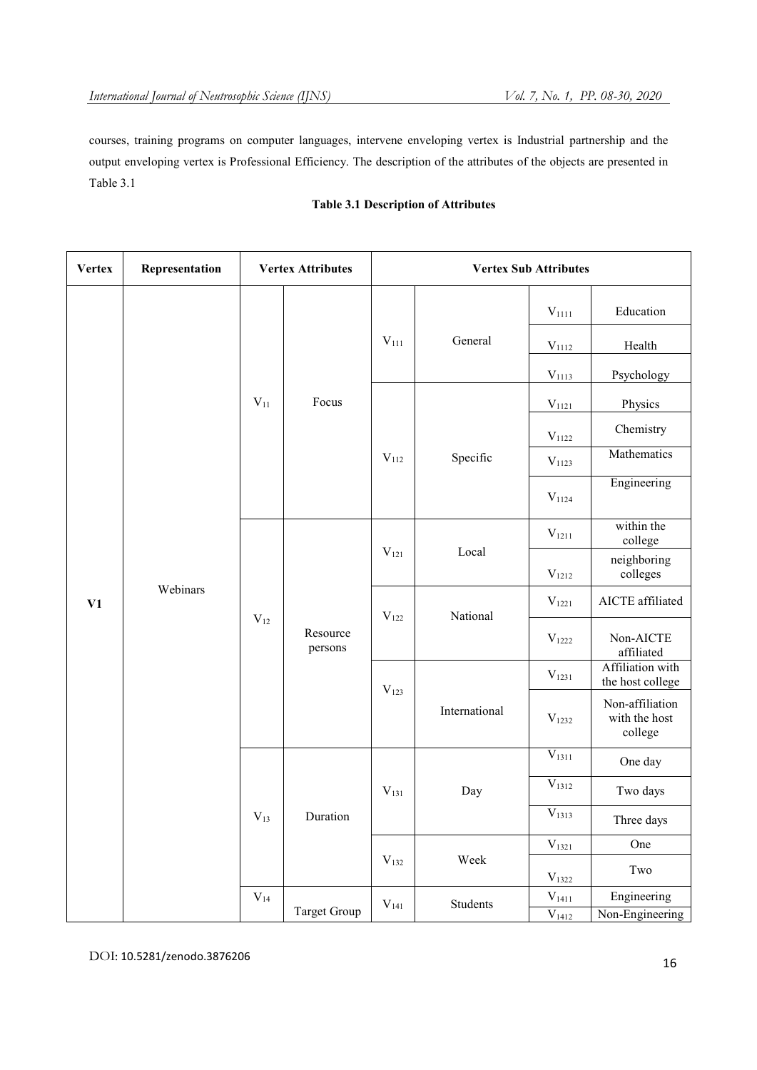courses, training programs on computer languages, intervene enveloping vertex is Industrial partnership and the output enveloping vertex is Professional Efficiency. The description of the attributes of the objects are presented in Table 3.1

**Table 3.1 Description of Attributes**

| Vertex | Representation | Vertex Attributes | | Vertex Sub Attributes | | | |
|---|---|---|---|---|---|---|---|
| V1 | Webinars | $V_{11}$ | Focus | $V_{111}$ | General | $V_{1111}$ | Education |
| | | | | | | $V_{1112}$ | Health |
| | | | | | | $V_{1113}$ | Psychology |
| | | | | $V_{112}$ | Specific | $V_{1121}$ | Physics |
| | | | | | | $V_{1122}$ | Chemistry |
| | | | | | | $V_{1123}$ | Mathematics |
| | | | | | | $V_{1124}$ | Engineering |
| | | $V_{12}$ | Resource persons | $V_{121}$ | Local | $V_{1211}$ | within the college |
| | | | | | | $V_{1212}$ | neighboring colleges |
| | | | | $V_{122}$ | National | $V_{1221}$ | AICTE affiliated |
| | | | | | | $V_{1222}$ | Non-AICTE affiliated |
| | | | | $V_{123}$ | International | $V_{1231}$ | Affiliation with the host college |
| | | | | | | $V_{1232}$ | Non-affiliation with the host college |
| | | $V_{13}$ | Duration | $V_{131}$ | Day | $V_{1311}$ | One day |
| | | | | | | $V_{1312}$ | Two days |
| | | | | | | $V_{1313}$ | Three days |
| | | | | $V_{132}$ | Week | $V_{1321}$ | One |
| | | | | | | $V_{1322}$ | Two |
| | | $V_{14}$ | Target Group | $V_{141}$ | Students | $V_{1411}$ | Engineering |
| | | | | | | $V_{1412}$ | Non-Engineering |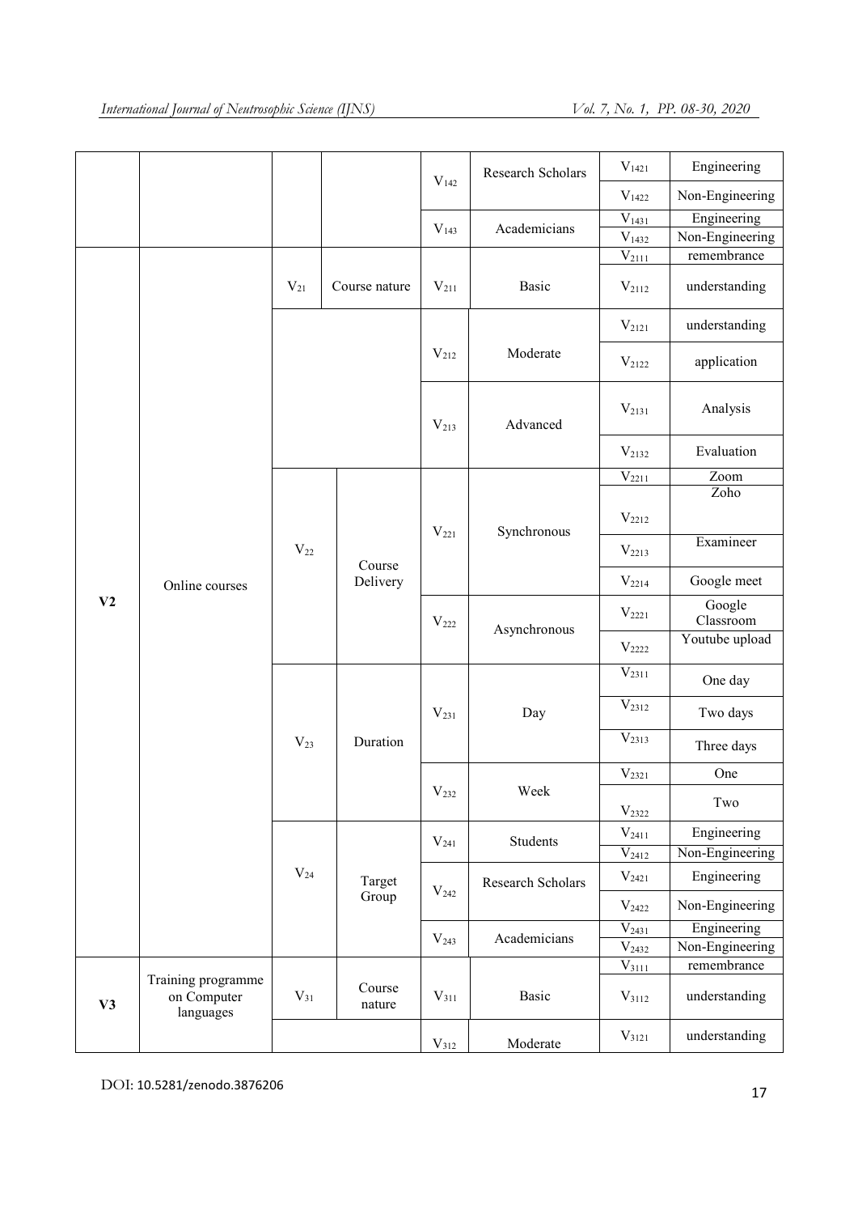| | | | | | | | |
|---|---|---|---|---|---|---|---|
| | | | | $V_{142}$ | Research Scholars | $V_{1421}$ | Engineering |
| | | | | | | $V_{1422}$ | Non-Engineering |
| | | | | $V_{143}$ | Academicians | $V_{1431}$ | Engineering |
| | | | | | | $V_{1432}$ | Non-Engineering |
| **V2** | Online courses | $V_{21}$ | Course nature | $V_{211}$ | Basic | $V_{2111}$ | remembrance |
| | | | | | | $V_{2112}$ | understanding |
| | | | | $V_{212}$ | Moderate | $V_{2121}$ | understanding |
| | | | | | | $V_{2122}$ | application |
| | | | | $V_{213}$ | Advanced | $V_{2131}$ | Analysis |
| | | | | | | $V_{2132}$ | Evaluation |
| | | $V_{22}$ | Course Delivery | $V_{221}$ | Synchronous | $V_{2211}$ | Zoom |
| | | | | | | $V_{2212}$ | Zoho |
| | | | | | | $V_{2213}$ | Examineer |
| | | | | | | $V_{2214}$ | Google meet |
| | | | | $V_{222}$ | Asynchronous | $V_{2221}$ | Google Classroom |
| | | | | | | $V_{2222}$ | Youtube upload |
| | | $V_{23}$ | Duration | $V_{231}$ | Day | $V_{2311}$ | One day |
| | | | | | | $V_{2312}$ | Two days |
| | | | | | | $V_{2313}$ | Three days |
| | | | | $V_{232}$ | Week | $V_{2321}$ | One |
| | | | | | | $V_{2322}$ | Two |
| | | $V_{24}$ | Target Group | $V_{241}$ | Students | $V_{2411}$ | Engineering |
| | | | | | | $V_{2412}$ | Non-Engineering |
| | | | | $V_{242}$ | Research Scholars | $V_{2421}$ | Engineering |
| | | | | | | $V_{2422}$ | Non-Engineering |
| | | | | $V_{243}$ | Academicians | $V_{2431}$ | Engineering |
| | | | | | | $V_{2432}$ | Non-Engineering |
| **V3** | Training programme on Computer languages | $V_{31}$ | Course nature | $V_{311}$ | Basic | $V_{3111}$ | remembrance |
| | | | | | | $V_{3112}$ | understanding |
| | | | | $V_{312}$ | Moderate | $V_{3121}$ | understanding |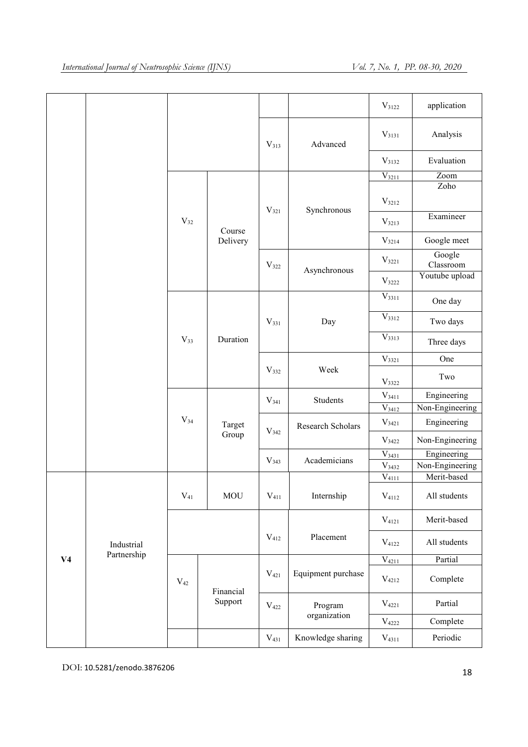| | | | | | | | |
|---|---|---|---|---|---|---|---|
| | | | | | | $V_{3122}$ | application |
| | | | | $V_{313}$ | Advanced | $V_{3131}$ | Analysis |
| | | | | | | $V_{3132}$ | Evaluation |
| | | $V_{32}$ | Course Delivery | $V_{321}$ | Synchronous | $V_{3211}$ | Zoom |
| | | | | | | $V_{3212}$ | Zoho |
| | | | | | | $V_{3213}$ | Examineer |
| | | | | | | $V_{3214}$ | Google meet |
| | | | | $V_{322}$ | Asynchronous | $V_{3221}$ | Google Classroom |
| | | | | | | $V_{3222}$ | Youtube upload |
| | | $V_{33}$ | Duration | $V_{331}$ | Day | $V_{3311}$ | One day |
| | | | | | | $V_{3312}$ | Two days |
| | | | | | | $V_{3313}$ | Three days |
| | | | | $V_{332}$ | Week | $V_{3321}$ | One |
| | | | | | | $V_{3322}$ | Two |
| | | $V_{34}$ | Target Group | $V_{341}$ | Students | $V_{3411}$ | Engineering |
| | | | | | | $V_{3412}$ | Non-Engineering |
| | | | | $V_{342}$ | Research Scholars | $V_{3421}$ | Engineering |
| | | | | | | $V_{3422}$ | Non-Engineering |
| | | | | $V_{343}$ | Academicians | $V_{3431}$ | Engineering |
| | | | | | | $V_{3432}$ | Non-Engineering |
| **V4** | Industrial Partnership | $V_{41}$ | MOU | $V_{411}$ | Internship | $V_{4111}$ | Merit-based |
| | | | | | | $V_{4112}$ | All students |
| | | | | $V_{412}$ | Placement | $V_{4121}$ | Merit-based |
| | | | | | | $V_{4122}$ | All students |
| | | $V_{42}$ | Financial Support | $V_{421}$ | Equipment purchase | $V_{4211}$ | Partial |
| | | | | | | $V_{4212}$ | Complete |
| | | | | $V_{422}$ | Program organization | $V_{4221}$ | Partial |
| | | | | | | $V_{4222}$ | Complete |
| | | | | $V_{431}$ | Knowledge sharing | $V_{4311}$ | Periodic |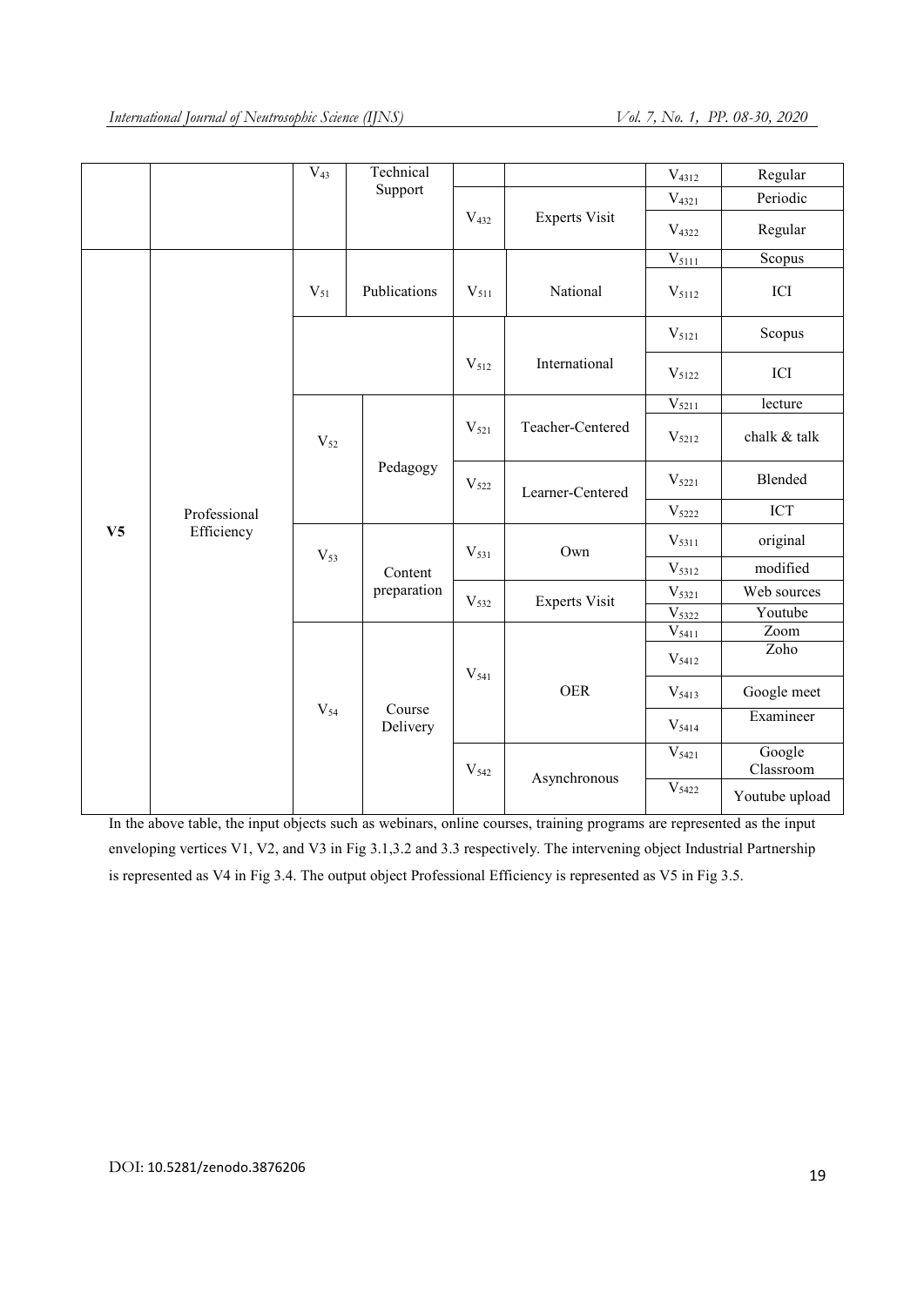| | | | | | | | |
|---|---|---|---|---|---|---|---|
| | | $V_{43}$ | Technical Support | | | $V_{4312}$ | Regular |
| | | | | $V_{432}$ | Experts Visit | $V_{4321}$ | Periodic |
| | | | | | | $V_{4322}$ | Regular |
| **V5** | Professional Efficiency | $V_{51}$ | Publications | $V_{511}$ | National | $V_{5111}$ | Scopus |
| | | | | | | $V_{5112}$ | ICI |
| | | | | $V_{512}$ | International | $V_{5121}$ | Scopus |
| | | | | | | $V_{5122}$ | ICI |
| | | $V_{52}$ | Pedagogy | $V_{521}$ | Teacher-Centered | $V_{5211}$ | lecture |
| | | | | | | $V_{5212}$ | chalk & talk |
| | | | | $V_{522}$ | Learner-Centered | $V_{5221}$ | Blended |
| | | | | | | $V_{5222}$ | ICT |
| | | $V_{53}$ | Content preparation | $V_{531}$ | Own | $V_{5311}$ | original |
| | | | | | | $V_{5312}$ | modified |
| | | | | $V_{532}$ | Experts Visit | $V_{5321}$ | Web sources |
| | | | | | | $V_{5322}$ | Youtube |
| | | $V_{54}$ | Course Delivery | $V_{541}$ | OER | $V_{5411}$ | Zoom |
| | | | | | | $V_{5412}$ | Zoho |
| | | | | | | $V_{5413}$ | Google meet |
| | | | | | | $V_{5414}$ | Examineer |
| | | | | $V_{542}$ | Asynchronous | $V_{5421}$ | Google Classroom |
| | | | | | | $V_{5422}$ | Youtube upload |

In the above table, the input objects such as webinars, online courses, training programs are represented as the input enveloping vertices V1, V2, and V3 in Fig 3.1,3.2 and 3.3 respectively. The intervening object Industrial Partnership is represented as V4 in Fig 3.4. The output object Professional Efficiency is represented as V5 in Fig 3.5.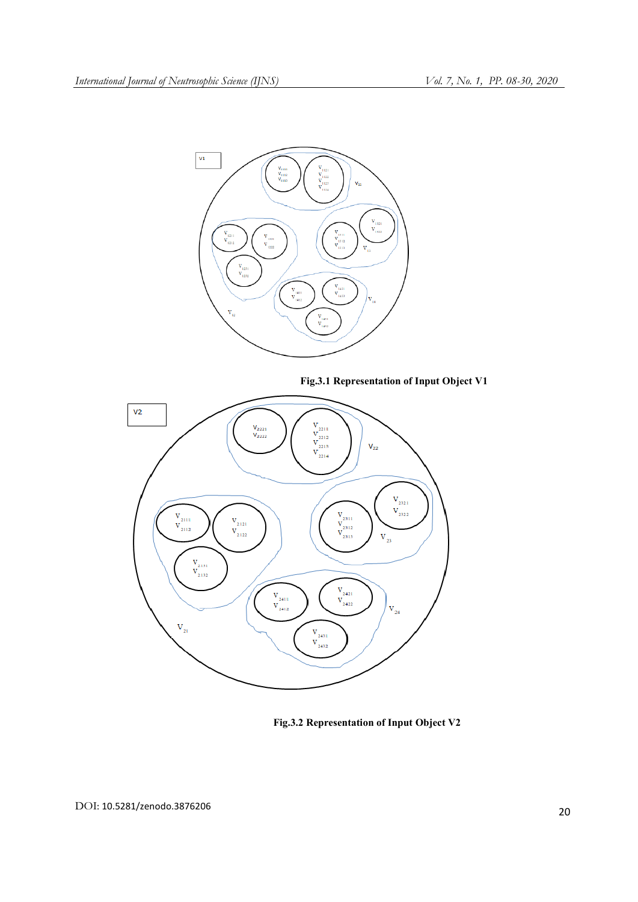Fig.3.1 Representation of Input Object V1

Fig.3.2 Representation of Input Object V2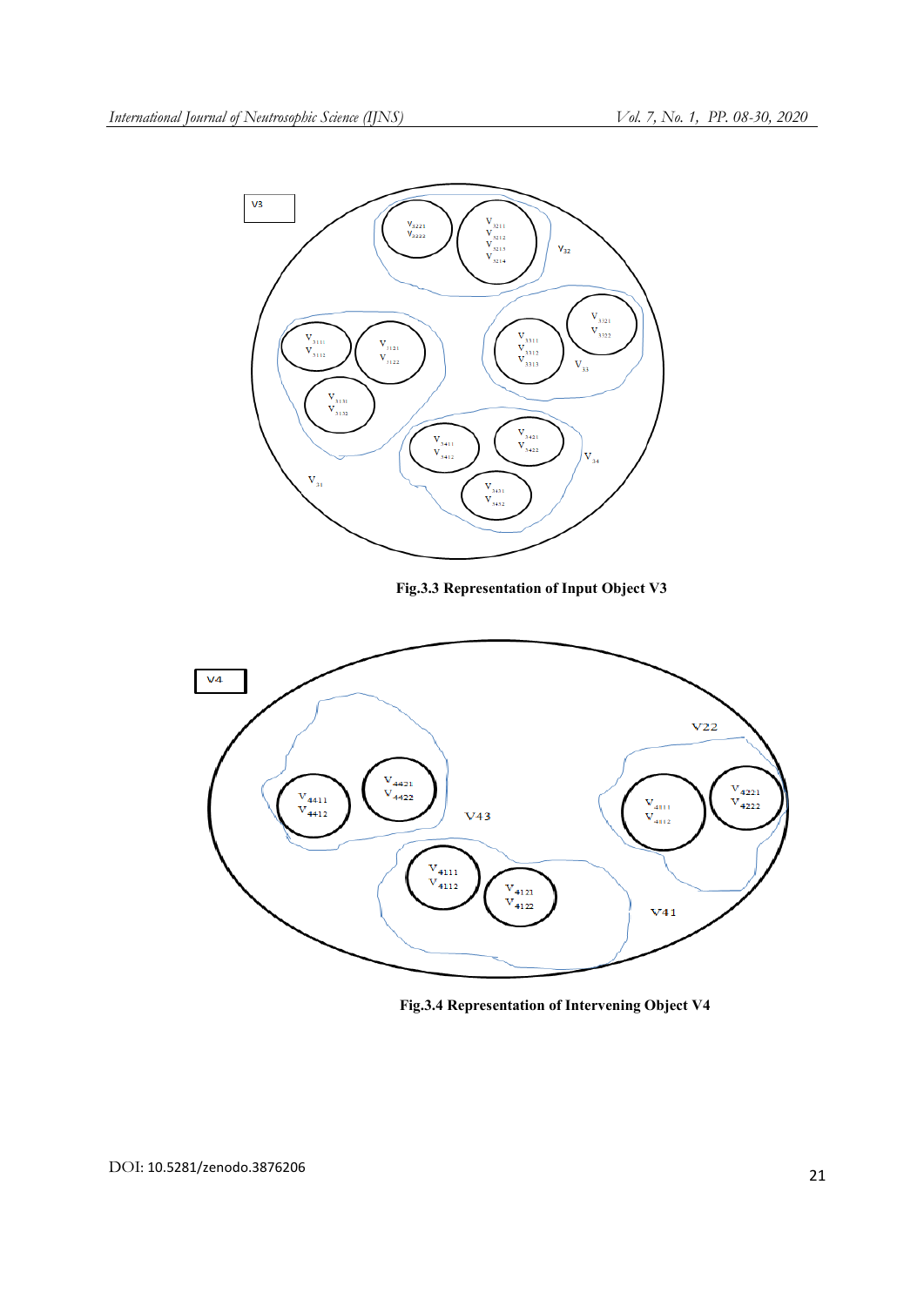Fig.3.3 Representation of Input Object V3

Fig.3.4 Representation of Intervening Object V4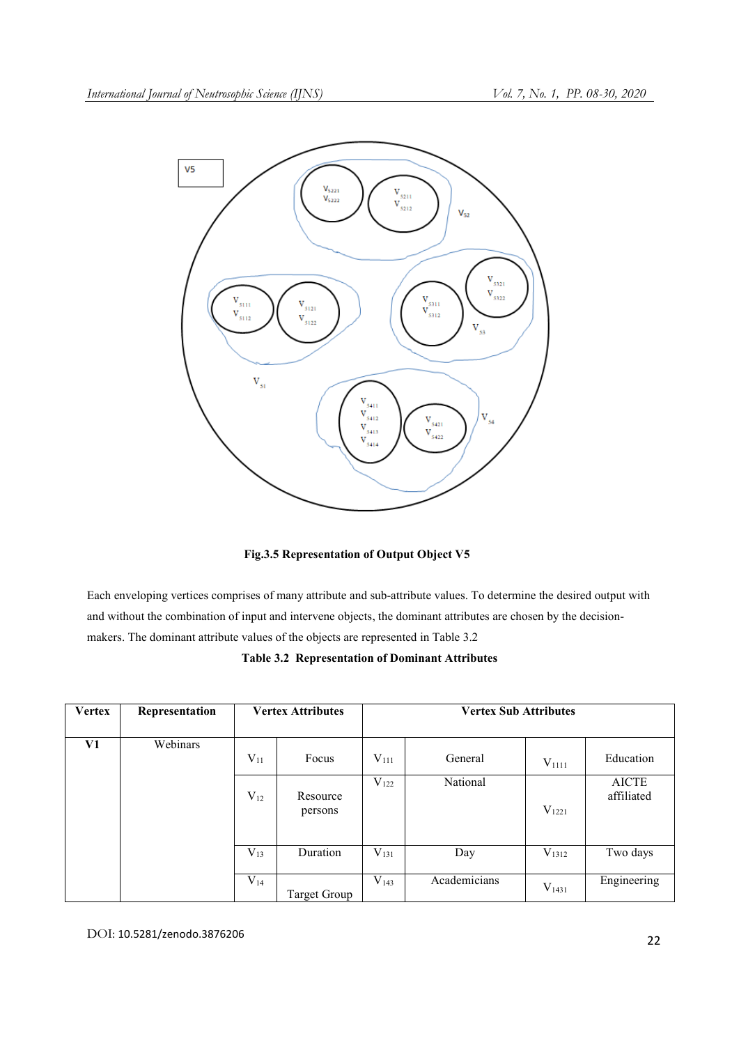**Fig.3.5 Representation of Output Object V5**

Each enveloping vertices comprises of many attribute and sub-attribute values. To determine the desired output with and without the combination of input and intervene objects, the dominant attributes are chosen by the decision-makers. The dominant attribute values of the objects are represented in Table 3.2

**Table 3.2 Representation of Dominant Attributes**

| Vertex | Representation | Vertex Attributes | | Vertex Sub Attributes | | | |
|---|---|---|---|---|---|---|---|
| **V1** | Webinars | $V_{11}$ | Focus | $V_{111}$ | General | $V_{1111}$ | Education |
| | | $V_{12}$ | Resource persons | $V_{122}$ | National | $V_{1221}$ | AICTE affiliated |
| | | $V_{13}$ | Duration | $V_{131}$ | Day | $V_{1312}$ | Two days |
| | | $V_{14}$ | Target Group | $V_{143}$ | Academicians | $V_{1431}$ | Engineering |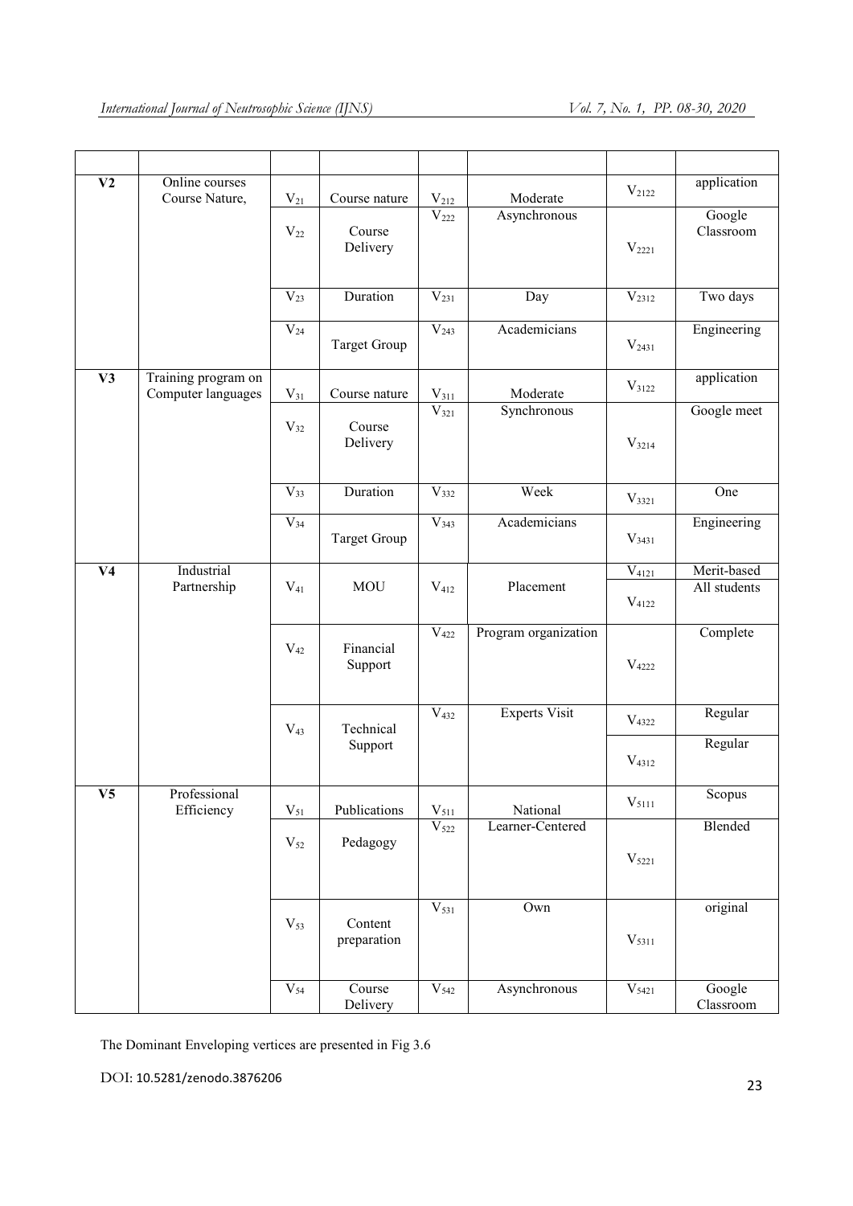| | | | | | | | |
|---|---|---|---|---|---|---|---|
| **V2** | Online courses Course Nature, | $V_{21}$ | Course nature | $V_{212}$ | Moderate | $V_{2122}$ | application |
| | | $V_{22}$ | Course Delivery | $V_{222}$ | Asynchronous | $V_{2221}$ | Google Classroom |
| | | $V_{23}$ | Duration | $V_{231}$ | Day | $V_{2312}$ | Two days |
| | | $V_{24}$ | Target Group | $V_{243}$ | Academicians | $V_{2431}$ | Engineering |
| **V3** | Training program on Computer languages | $V_{31}$ | Course nature | $V_{311}$ | Moderate | $V_{3122}$ | application |
| | | $V_{32}$ | Course Delivery | $V_{321}$ | Synchronous | $V_{3214}$ | Google meet |
| | | $V_{33}$ | Duration | $V_{332}$ | Week | $V_{3321}$ | One |
| | | $V_{34}$ | Target Group | $V_{343}$ | Academicians | $V_{3431}$ | Engineering |
| **V4** | Industrial Partnership | $V_{41}$ | MOU | $V_{412}$ | Placement | $V_{4121}$ | Merit-based |
| | | | | | | $V_{4122}$ | All students |
| | | $V_{42}$ | Financial Support | $V_{422}$ | Program organization | $V_{4222}$ | Complete |
| | | $V_{43}$ | Technical Support | $V_{432}$ | Experts Visit | $V_{4322}$ | Regular |
| | | | | | | $V_{4312}$ | Regular |
| **V5** | Professional Efficiency | $V_{51}$ | Publications | $V_{511}$ | National | $V_{5111}$ | Scopus |
| | | $V_{52}$ | Pedagogy | $V_{522}$ | Learner-Centered | $V_{5221}$ | Blended |
| | | $V_{53}$ | Content preparation | $V_{531}$ | Own | $V_{5311}$ | original |
| | | $V_{54}$ | Course Delivery | $V_{542}$ | Asynchronous | $V_{5421}$ | Google Classroom |

The Dominant Enveloping vertices are presented in Fig 3.6

DOI: 10.5281/zenodo.3876206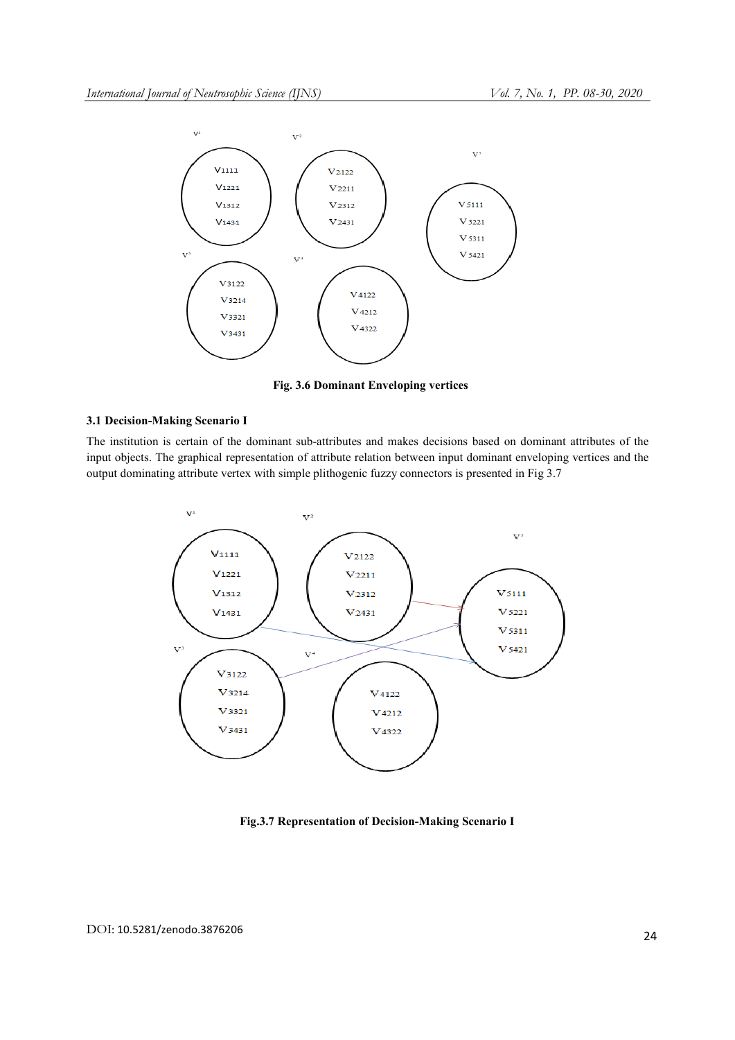Fig. 3.6 Dominant Enveloping vertices

### 3.1 Decision-Making Scenario I

The institution is certain of the dominant sub-attributes and makes decisions based on dominant attributes of the input objects. The graphical representation of attribute relation between input dominant enveloping vertices and the output dominating attribute vertex with simple plithogenic fuzzy connectors is presented in Fig 3.7

Fig.3.7 Representation of Decision-Making Scenario I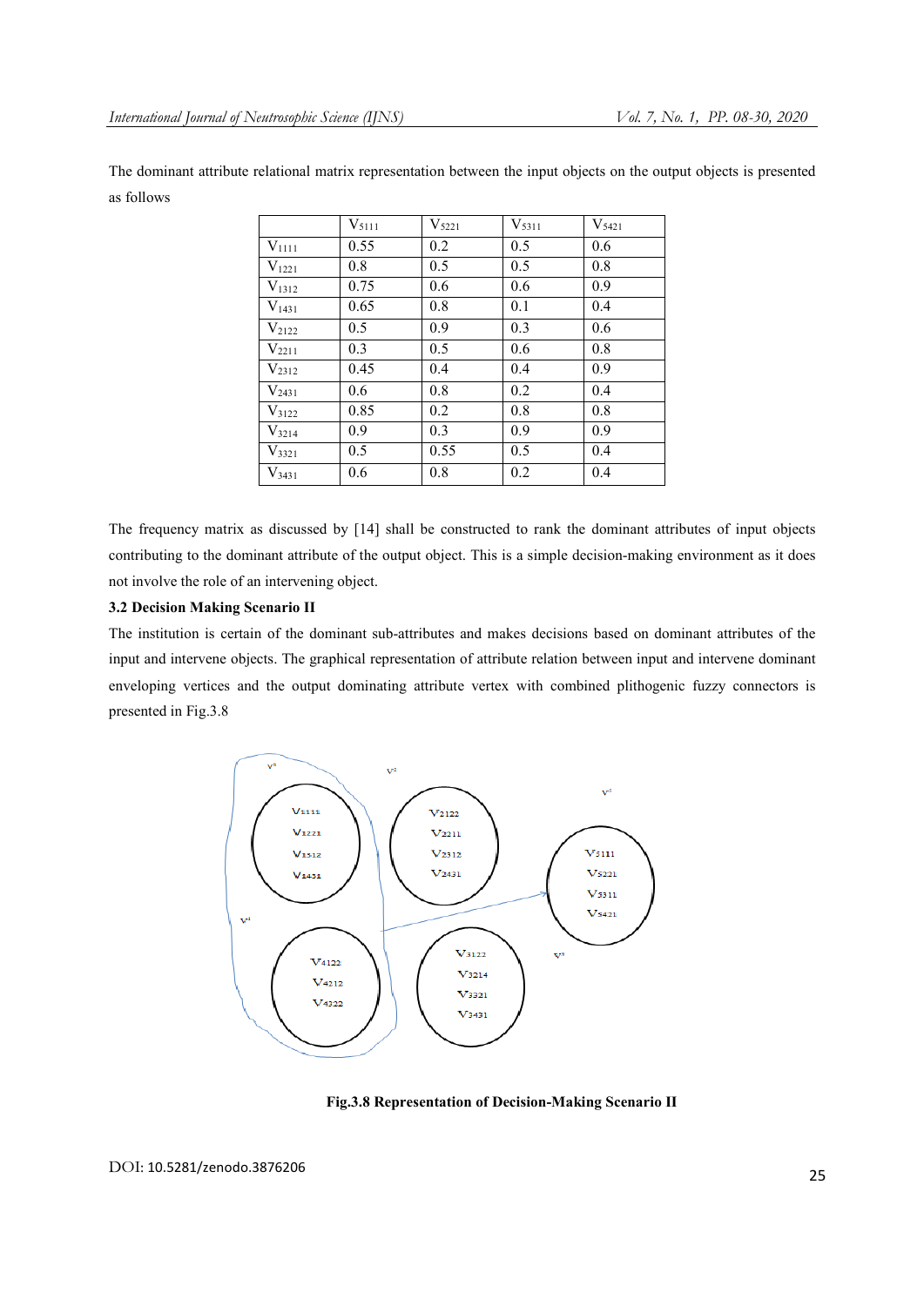The dominant attribute relational matrix representation between the input objects on the output objects is presented as follows

|  | $V_{5111}$ | $V_{5221}$ | $V_{5311}$ | $V_{5421}$ |
|---|---|---|---|---|
| $V_{1111}$ | 0.55 | 0.2 | 0.5 | 0.6 |
| $V_{1221}$ | 0.8 | 0.5 | 0.5 | 0.8 |
| $V_{1312}$ | 0.75 | 0.6 | 0.6 | 0.9 |
| $V_{1431}$ | 0.65 | 0.8 | 0.1 | 0.4 |
| $V_{2122}$ | 0.5 | 0.9 | 0.3 | 0.6 |
| $V_{2211}$ | 0.3 | 0.5 | 0.6 | 0.8 |
| $V_{2312}$ | 0.45 | 0.4 | 0.4 | 0.9 |
| $V_{2431}$ | 0.6 | 0.8 | 0.2 | 0.4 |
| $V_{3122}$ | 0.85 | 0.2 | 0.8 | 0.8 |
| $V_{3214}$ | 0.9 | 0.3 | 0.9 | 0.9 |
| $V_{3321}$ | 0.5 | 0.55 | 0.5 | 0.4 |
| $V_{3431}$ | 0.6 | 0.8 | 0.2 | 0.4 |

The frequency matrix as discussed by [14] shall be constructed to rank the dominant attributes of input objects contributing to the dominant attribute of the output object. This is a simple decision-making environment as it does not involve the role of an intervening object.

**3.2 Decision Making Scenario II**

The institution is certain of the dominant sub-attributes and makes decisions based on dominant attributes of the input and intervene objects. The graphical representation of attribute relation between input and intervene dominant enveloping vertices and the output dominating attribute vertex with combined plithogenic fuzzy connectors is presented in Fig.3.8

**Fig.3.8 Representation of Decision-Making Scenario II**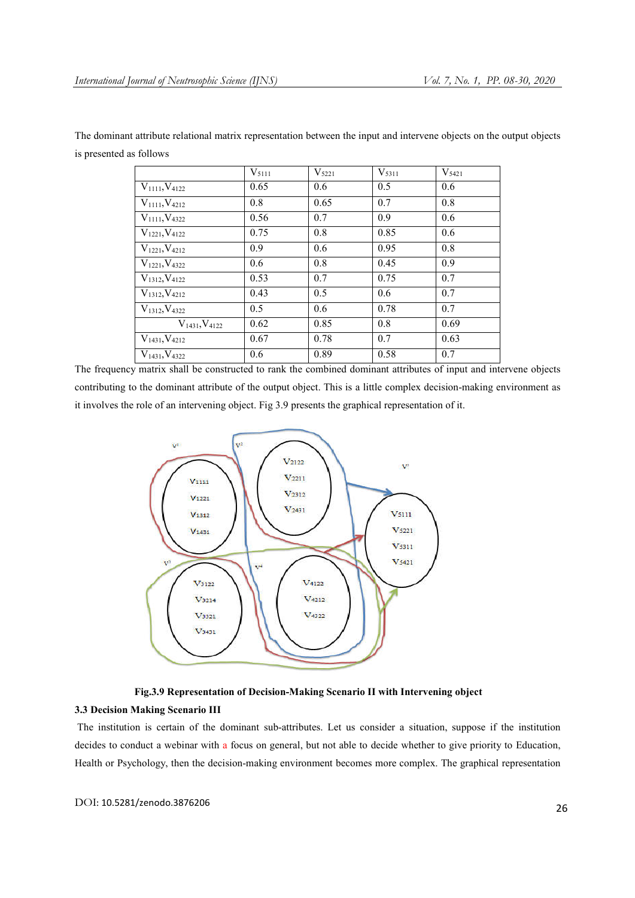The dominant attribute relational matrix representation between the input and intervene objects on the output objects is presented as follows

| | $V_{5111}$ | $V_{5221}$ | $V_{5311}$ | $V_{5421}$ |
|---|---|---|---|---|
| $V_{1111}, V_{4122}$ | 0.65 | 0.6 | 0.5 | 0.6 |
| $V_{1111}, V_{4212}$ | 0.8 | 0.65 | 0.7 | 0.8 |
| $V_{1111}, V_{4322}$ | 0.56 | 0.7 | 0.9 | 0.6 |
| $V_{1221}, V_{4122}$ | 0.75 | 0.8 | 0.85 | 0.6 |
| $V_{1221}, V_{4212}$ | 0.9 | 0.6 | 0.95 | 0.8 |
| $V_{1221}, V_{4322}$ | 0.6 | 0.8 | 0.45 | 0.9 |
| $V_{1312}, V_{4122}$ | 0.53 | 0.7 | 0.75 | 0.7 |
| $V_{1312}, V_{4212}$ | 0.43 | 0.5 | 0.6 | 0.7 |
| $V_{1312}, V_{4322}$ | 0.5 | 0.6 | 0.78 | 0.7 |
| $V_{1431}, V_{4122}$ | 0.62 | 0.85 | 0.8 | 0.69 |
| $V_{1431}, V_{4212}$ | 0.67 | 0.78 | 0.7 | 0.63 |
| $V_{1431}, V_{4322}$ | 0.6 | 0.89 | 0.58 | 0.7 |

The frequency matrix shall be constructed to rank the combined dominant attributes of input and intervene objects contributing to the dominant attribute of the output object. This is a little complex decision-making environment as it involves the role of an intervening object. Fig 3.9 presents the graphical representation of it.

**Fig.3.9 Representation of Decision-Making Scenario II with Intervening object**

### 3.3 Decision Making Scenario III

The institution is certain of the dominant sub-attributes. Let us consider a situation, suppose if the institution decides to conduct a webinar with a focus on general, but not able to decide whether to give priority to Education, Health or Psychology, then the decision-making environment becomes more complex. The graphical representation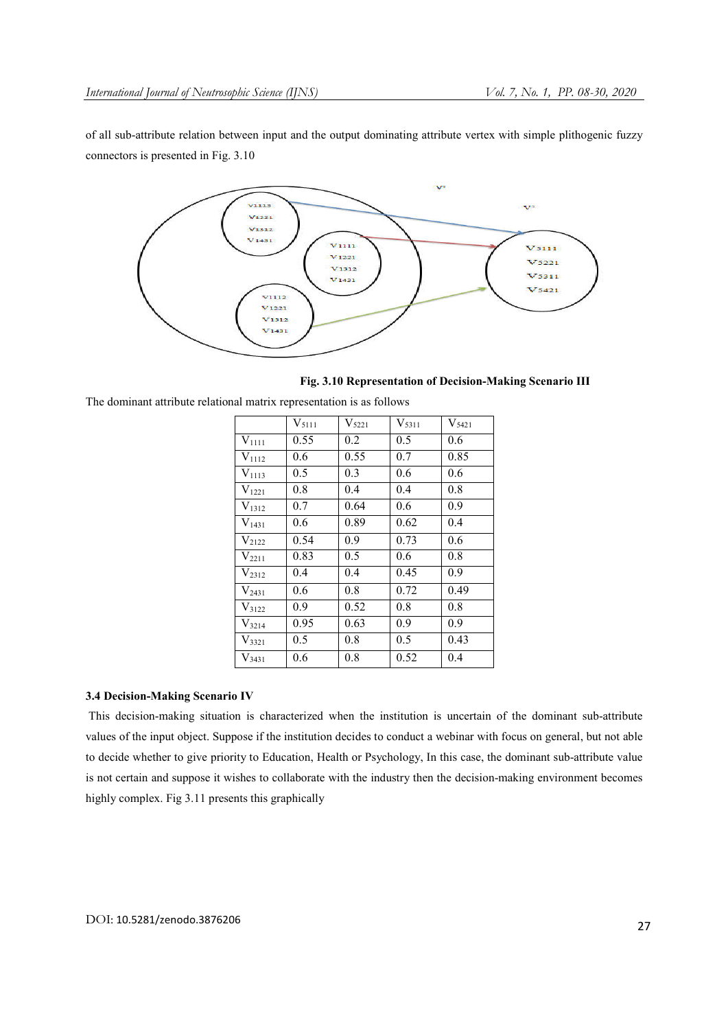of all sub-attribute relation between input and the output dominating attribute vertex with simple plithogenic fuzzy connectors is presented in Fig. 3.10

**Fig. 3.10 Representation of Decision-Making Scenario III**

The dominant attribute relational matrix representation is as follows

| | $V_{5111}$ | $V_{5221}$ | $V_{5311}$ | $V_{5421}$ |
|---|---|---|---|---|
| $V_{1111}$ | 0.55 | 0.2 | 0.5 | 0.6 |
| $V_{1112}$ | 0.6 | 0.55 | 0.7 | 0.85 |
| $V_{1113}$ | 0.5 | 0.3 | 0.6 | 0.6 |
| $V_{1221}$ | 0.8 | 0.4 | 0.4 | 0.8 |
| $V_{1312}$ | 0.7 | 0.64 | 0.6 | 0.9 |
| $V_{1431}$ | 0.6 | 0.89 | 0.62 | 0.4 |
| $V_{2122}$ | 0.54 | 0.9 | 0.73 | 0.6 |
| $V_{2211}$ | 0.83 | 0.5 | 0.6 | 0.8 |
| $V_{2312}$ | 0.4 | 0.4 | 0.45 | 0.9 |
| $V_{2431}$ | 0.6 | 0.8 | 0.72 | 0.49 |
| $V_{3122}$ | 0.9 | 0.52 | 0.8 | 0.8 |
| $V_{3214}$ | 0.95 | 0.63 | 0.9 | 0.9 |
| $V_{3321}$ | 0.5 | 0.8 | 0.5 | 0.43 |
| $V_{3431}$ | 0.6 | 0.8 | 0.52 | 0.4 |

### 3.4 Decision-Making Scenario IV

This decision-making situation is characterized when the institution is uncertain of the dominant sub-attribute values of the input object. Suppose if the institution decides to conduct a webinar with focus on general, but not able to decide whether to give priority to Education, Health or Psychology, In this case, the dominant sub-attribute value is not certain and suppose it wishes to collaborate with the industry then the decision-making environment becomes highly complex. Fig 3.11 presents this graphically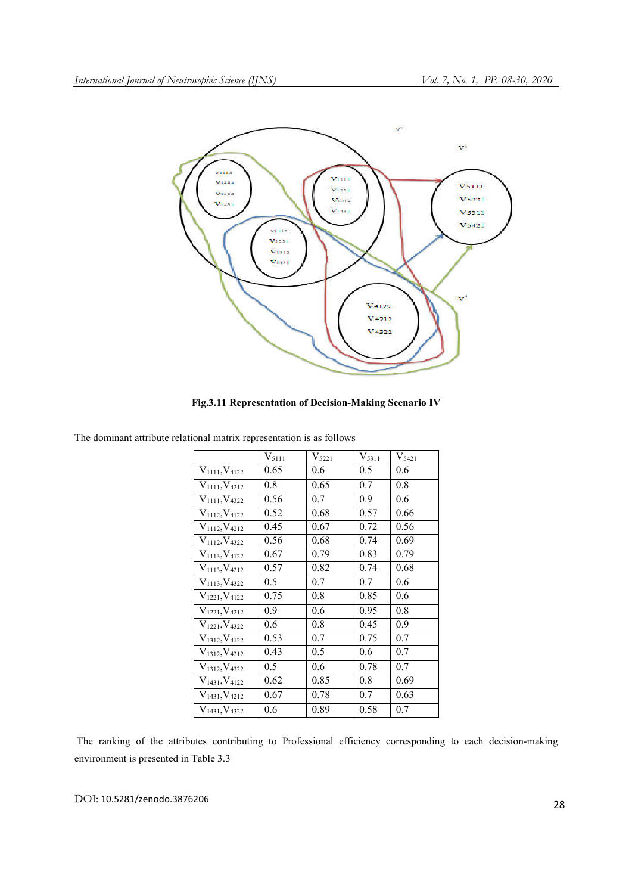**Fig.3.11 Representation of Decision-Making Scenario IV**

The dominant attribute relational matrix representation is as follows

| | $V_{5111}$ | $V_{5221}$ | $V_{5311}$ | $V_{5421}$ |
|---|---|---|---|---|
| $V_{1111}, V_{4122}$ | 0.65 | 0.6 | 0.5 | 0.6 |
| $V_{1111}, V_{4212}$ | 0.8 | 0.65 | 0.7 | 0.8 |
| $V_{1111}, V_{4322}$ | 0.56 | 0.7 | 0.9 | 0.6 |
| $V_{1112}, V_{4122}$ | 0.52 | 0.68 | 0.57 | 0.66 |
| $V_{1112}, V_{4212}$ | 0.45 | 0.67 | 0.72 | 0.56 |
| $V_{1112}, V_{4322}$ | 0.56 | 0.68 | 0.74 | 0.69 |
| $V_{1113}, V_{4122}$ | 0.67 | 0.79 | 0.83 | 0.79 |
| $V_{1113}, V_{4212}$ | 0.57 | 0.82 | 0.74 | 0.68 |
| $V_{1113}, V_{4322}$ | 0.5 | 0.7 | 0.7 | 0.6 |
| $V_{1221}, V_{4122}$ | 0.75 | 0.8 | 0.85 | 0.6 |
| $V_{1221}, V_{4212}$ | 0.9 | 0.6 | 0.95 | 0.8 |
| $V_{1221}, V_{4322}$ | 0.6 | 0.8 | 0.45 | 0.9 |
| $V_{1312}, V_{4122}$ | 0.53 | 0.7 | 0.75 | 0.7 |
| $V_{1312}, V_{4212}$ | 0.43 | 0.5 | 0.6 | 0.7 |
| $V_{1312}, V_{4322}$ | 0.5 | 0.6 | 0.78 | 0.7 |
| $V_{1431}, V_{4122}$ | 0.62 | 0.85 | 0.8 | 0.69 |
| $V_{1431}, V_{4212}$ | 0.67 | 0.78 | 0.7 | 0.63 |
| $V_{1431}, V_{4322}$ | 0.6 | 0.89 | 0.58 | 0.7 |

The ranking of the attributes contributing to Professional efficiency corresponding to each decision-making environment is presented in Table 3.3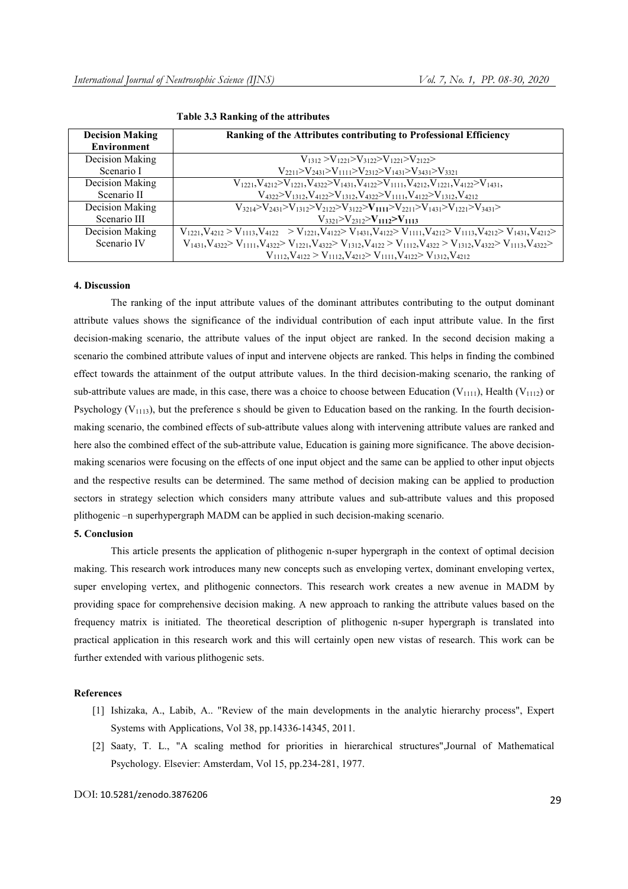**Table 3.3 Ranking of the attributes**

| Decision Making Environment | Ranking of the Attributes contributing to Professional Efficiency |
|---|---|
| Decision Making Scenario I | $V_{1312} > V_{1221} > V_{3122} > V_{1221} > V_{2122} > V_{2211} > V_{2431} > V_{1111} > V_{2312} > V_{1431} > V_{3431} > V_{3321}$ |
| Decision Making Scenario II | $V_{1221}, V_{4212} > V_{1221}, V_{4322} > V_{1431}, V_{4122} > V_{1111}, V_{4212}, V_{1221}, V_{4122} > V_{1431}, V_{4322} > V_{1312}, V_{4122} > V_{1312}, V_{4322} > V_{1111}, V_{4122} > V_{1312}, V_{4212}$ |
| Decision Making Scenario III | $V_{3214} > V_{2431} > V_{1312} > V_{2122} > V_{3122} > \mathbf{V_{1111}} > V_{2211} > V_{1431} > V_{1221} > V_{3431} > V_{3321} > V_{2312} > \mathbf{V_{1112}} > \mathbf{V_{1113}}$ |
| Decision Making Scenario IV | $V_{1221}, V_{4212} > V_{1113}, V_{4122} > V_{1221}, V_{4122} > V_{1431}, V_{4122} > V_{1111}, V_{4212} > V_{1113}, V_{4212} > V_{1431}, V_{4212} > V_{1431}, V_{4322} > V_{1111}, V_{4322} > V_{1221}, V_{4322} > V_{1312}, V_{4122} > V_{1112}, V_{4322} > V_{1312}, V_{4322} > V_{1113}, V_{4322} > V_{1112}, V_{4122} > V_{1112}, V_{4212} > V_{1111}, V_{4122} > V_{1312}, V_{4212}$ |

### 4. Discussion

The ranking of the input attribute values of the dominant attributes contributing to the output dominant attribute values shows the significance of the individual contribution of each input attribute value. In the first decision-making scenario, the attribute values of the input object are ranked. In the second decision making a scenario the combined attribute values of input and intervene objects are ranked. This helps in finding the combined effect towards the attainment of the output attribute values. In the third decision-making scenario, the ranking of sub-attribute values are made, in this case, there was a choice to choose between Education ($V_{1111}$), Health ($V_{1112}$) or Psychology ($V_{1113}$), but the preference s should be given to Education based on the ranking. In the fourth decision-making scenario, the combined effects of sub-attribute values along with intervening attribute values are ranked and here also the combined effect of the sub-attribute value, Education is gaining more significance. The above decision-making scenarios were focusing on the effects of one input object and the same can be applied to other input objects and the respective results can be determined. The same method of decision making can be applied to production sectors in strategy selection which considers many attribute values and sub-attribute values and this proposed plithogenic –n superhypergraph MADM can be applied in such decision-making scenario.

### 5. Conclusion

This article presents the application of plithogenic n-super hypergraph in the context of optimal decision making. This research work introduces many new concepts such as enveloping vertex, dominant enveloping vertex, super enveloping vertex, and plithogenic connectors. This research work creates a new avenue in MADM by providing space for comprehensive decision making. A new approach to ranking the attribute values based on the frequency matrix is initiated. The theoretical description of plithogenic n-super hypergraph is translated into practical application in this research work and this will certainly open new vistas of research. This work can be further extended with various plithogenic sets.

### References

[1] Ishizaka, A., Labib, A.. "Review of the main developments in the analytic hierarchy process", Expert Systems with Applications, Vol 38, pp.14336-14345, 2011.

[2] Saaty, T. L., "A scaling method for priorities in hierarchical structures",Journal of Mathematical Psychology. Elsevier: Amsterdam, Vol 15, pp.234-281, 1977.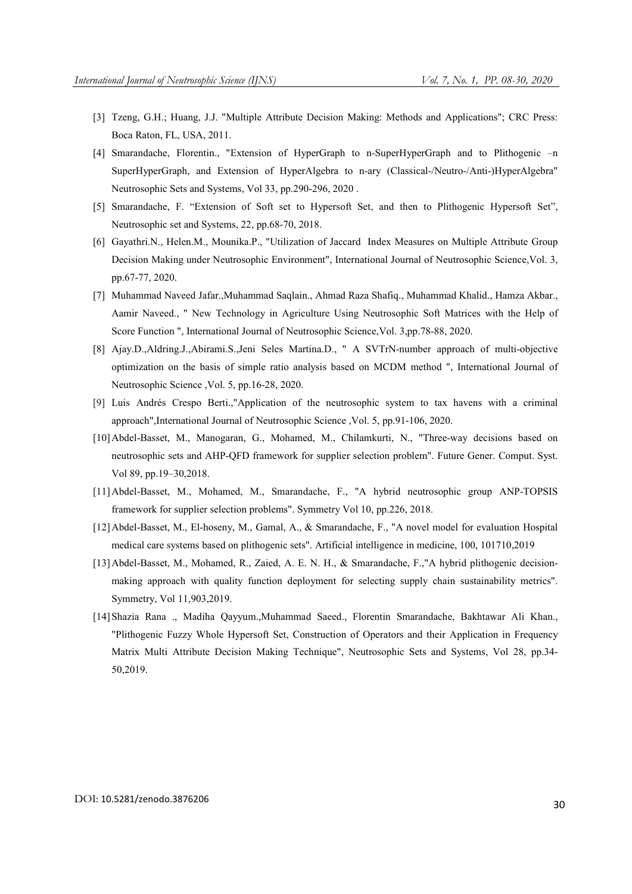[3] Tzeng, G.H.; Huang, J.J. "Multiple Attribute Decision Making: Methods and Applications"; CRC Press: Boca Raton, FL, USA, 2011.

[4] Smarandache, Florentin., "Extension of HyperGraph to n-SuperHyperGraph and to Plithogenic –n SuperHyperGraph, and Extension of HyperAlgebra to n-ary (Classical-/Neutro-/Anti-)HyperAlgebra" Neutrosophic Sets and Systems, Vol 33, pp.290-296, 2020 .

[5] Smarandache, F. "Extension of Soft set to Hypersoft Set, and then to Plithogenic Hypersoft Set", Neutrosophic set and Systems, 22, pp.68-70, 2018.

[6] Gayathri.N., Helen.M., Mounika.P., "Utilization of Jaccard Index Measures on Multiple Attribute Group Decision Making under Neutrosophic Environment", International Journal of Neutrosophic Science,Vol. 3, pp.67-77, 2020.

[7] Muhammad Naveed Jafar.,Muhammad Saqlain., Ahmad Raza Shafiq., Muhammad Khalid., Hamza Akbar., Aamir Naveed., " New Technology in Agriculture Using Neutrosophic Soft Matrices with the Help of Score Function ", International Journal of Neutrosophic Science,Vol. 3,pp.78-88, 2020.

[8] Ajay.D.,Aldring.J.,Abirami.S.,Jeni Seles Martina.D., " A SVTrN-number approach of multi-objective optimization on the basis of simple ratio analysis based on MCDM method ", International Journal of Neutrosophic Science ,Vol. 5, pp.16-28, 2020.

[9] Luis Andrés Crespo Berti.,"Application of the neutrosophic system to tax havens with a criminal approach",International Journal of Neutrosophic Science ,Vol. 5, pp.91-106, 2020.

[10] Abdel-Basset, M., Manogaran, G., Mohamed, M., Chilamkurti, N., "Three-way decisions based on neutrosophic sets and AHP-QFD framework for supplier selection problem". Future Gener. Comput. Syst. Vol 89, pp.19–30,2018.

[11] Abdel-Basset, M., Mohamed, M., Smarandache, F., "A hybrid neutrosophic group ANP-TOPSIS framework for supplier selection problems". Symmetry Vol 10, pp.226, 2018.

[12] Abdel-Basset, M., El-hoseny, M., Gamal, A., & Smarandache, F., "A novel model for evaluation Hospital medical care systems based on plithogenic sets". Artificial intelligence in medicine, 100, 101710,2019

[13] Abdel-Basset, M., Mohamed, R., Zaied, A. E. N. H., & Smarandache, F.,"A hybrid plithogenic decision-making approach with quality function deployment for selecting supply chain sustainability metrics". Symmetry, Vol 11,903,2019.

[14] Shazia Rana ., Madiha Qayyum.,Muhammad Saeed., Florentin Smarandache, Bakhtawar Ali Khan., "Plithogenic Fuzzy Whole Hypersoft Set, Construction of Operators and their Application in Frequency Matrix Multi Attribute Decision Making Technique", Neutrosophic Sets and Systems, Vol 28, pp.34-50,2019.

DOI: 10.5281/zenodo.3876206